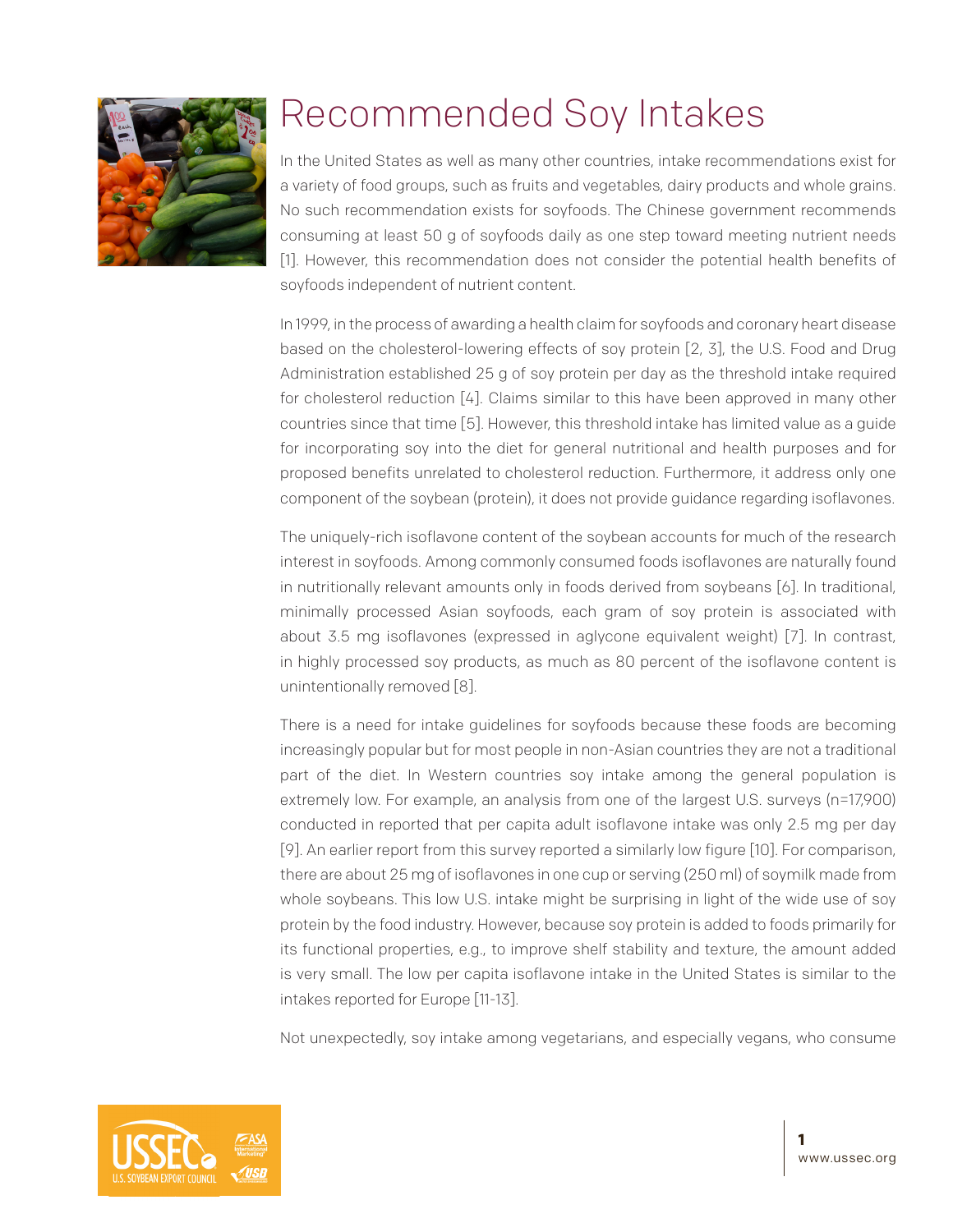# Recommended Soy Intakes

In the United States as well as many other countries, intake recommendations exist for a variety of food groups, such as fruits and vegetables, dairy products and whole grains. No such recommendation exists for soyfoods. The Chinese government recommends consuming at least 50 g of soyfoods daily as one step toward meeting nutrient needs [1]. However, this recommendation does not consider the potential health benefits of soyfoods independent of nutrient content.

In 1999, in the process of awarding a health claim for soyfoods and coronary heart disease based on the cholesterol-lowering effects of soy protein [2, 3], the U.S. Food and Drug Administration established 25 g of soy protein per day as the threshold intake required for cholesterol reduction [4]. Claims similar to this have been approved in many other countries since that time [5]. However, this threshold intake has limited value as a guide for incorporating soy into the diet for general nutritional and health purposes and for proposed benefits unrelated to cholesterol reduction. Furthermore, it address only one component of the soybean (protein), it does not provide guidance regarding isoflavones.

The uniquely-rich isoflavone content of the soybean accounts for much of the research interest in soyfoods. Among commonly consumed foods isoflavones are naturally found in nutritionally relevant amounts only in foods derived from soybeans [6]. In traditional, minimally processed Asian soyfoods, each gram of soy protein is associated with about 3.5 mg isoflavones (expressed in aglycone equivalent weight) [7]. In contrast, in highly processed soy products, as much as 80 percent of the isoflavone content is unintentionally removed [8].

There is a need for intake guidelines for soyfoods because these foods are becoming increasingly popular but for most people in non-Asian countries they are not a traditional part of the diet. In Western countries soy intake among the general population is extremely low. For example, an analysis from one of the largest U.S. surveys (n=17,900) conducted in reported that per capita adult isoflavone intake was only 2.5 mg per day [9]. An earlier report from this survey reported a similarly low figure [10]. For comparison, there are about 25 mg of isoflavones in one cup or serving (250 ml) of soymilk made from whole soybeans. This low U.S. intake might be surprising in light of the wide use of soy protein by the food industry. However, because soy protein is added to foods primarily for its functional properties, e.g., to improve shelf stability and texture, the amount added is very small. The low per capita isoflavone intake in the United States is similar to the intakes reported for Europe [11-13].

Not unexpectedly, soy intake among vegetarians, and especially vegans, who consume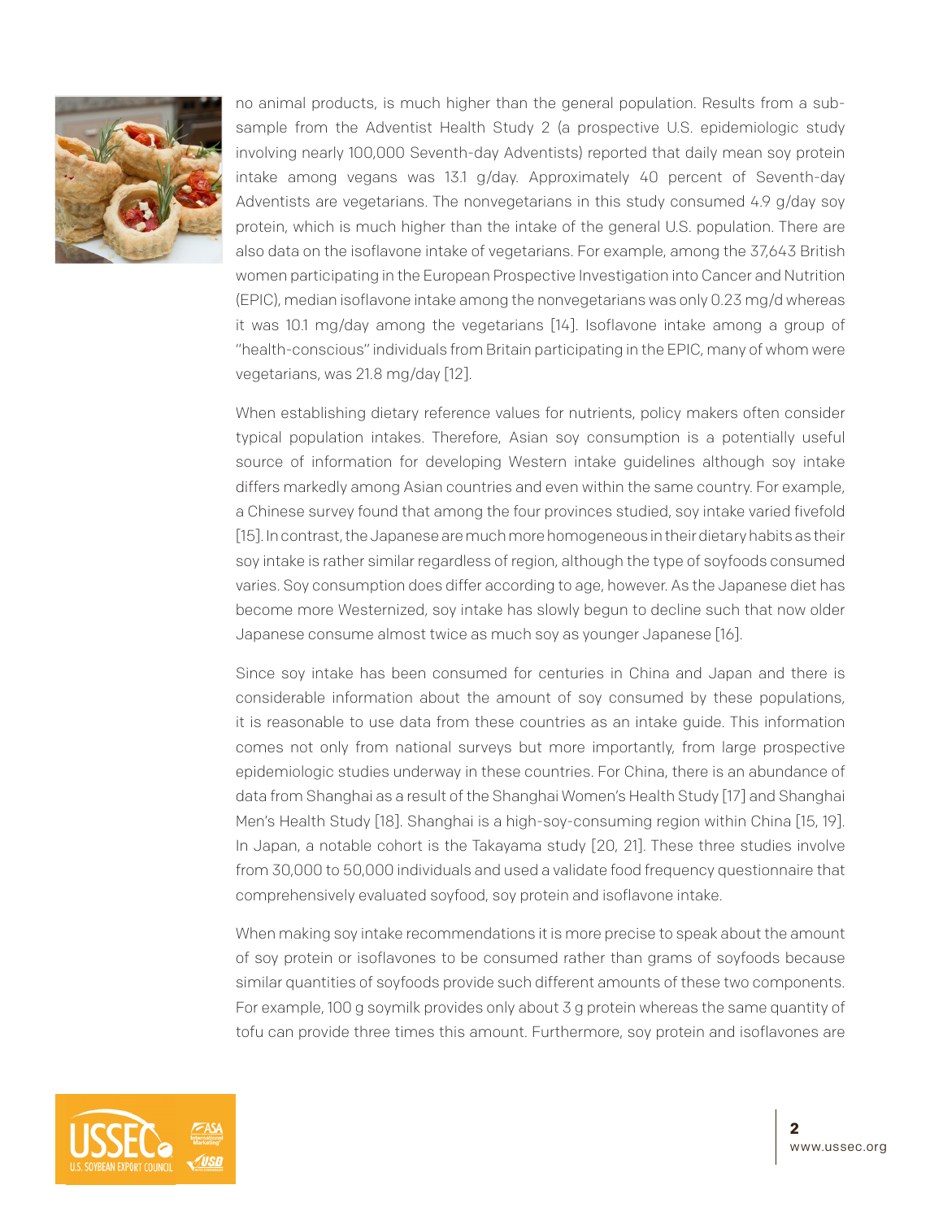no animal products, is much higher than the general population. Results from a sub-sample from the Adventist Health Study 2 (a prospective U.S. epidemiologic study involving nearly 100,000 Seventh-day Adventists) reported that daily mean soy protein intake among vegans was 13.1 g/day. Approximately 40 percent of Seventh-day Adventists are vegetarians. The nonvegetarians in this study consumed 4.9 g/day soy protein, which is much higher than the intake of the general U.S. population. There are also data on the isoflavone intake of vegetarians. For example, among the 37,643 British women participating in the European Prospective Investigation into Cancer and Nutrition (EPIC), median isoflavone intake among the nonvegetarians was only 0.23 mg/d whereas it was 10.1 mg/day among the vegetarians [14]. Isoflavone intake among a group of "health-conscious" individuals from Britain participating in the EPIC, many of whom were vegetarians, was 21.8 mg/day [12].

When establishing dietary reference values for nutrients, policy makers often consider typical population intakes. Therefore, Asian soy consumption is a potentially useful source of information for developing Western intake guidelines although soy intake differs markedly among Asian countries and even within the same country. For example, a Chinese survey found that among the four provinces studied, soy intake varied fivefold [15]. In contrast, the Japanese are much more homogeneous in their dietary habits as their soy intake is rather similar regardless of region, although the type of soyfoods consumed varies. Soy consumption does differ according to age, however. As the Japanese diet has become more Westernized, soy intake has slowly begun to decline such that now older Japanese consume almost twice as much soy as younger Japanese [16].

Since soy intake has been consumed for centuries in China and Japan and there is considerable information about the amount of soy consumed by these populations, it is reasonable to use data from these countries as an intake guide. This information comes not only from national surveys but more importantly, from large prospective epidemiologic studies underway in these countries. For China, there is an abundance of data from Shanghai as a result of the Shanghai Women's Health Study [17] and Shanghai Men's Health Study [18]. Shanghai is a high-soy-consuming region within China [15, 19]. In Japan, a notable cohort is the Takayama study [20, 21]. These three studies involve from 30,000 to 50,000 individuals and used a validate food frequency questionnaire that comprehensively evaluated soyfood, soy protein and isoflavone intake.

When making soy intake recommendations it is more precise to speak about the amount of soy protein or isoflavones to be consumed rather than grams of soyfoods because similar quantities of soyfoods provide such different amounts of these two components. For example, 100 g soymilk provides only about 3 g protein whereas the same quantity of tofu can provide three times this amount. Furthermore, soy protein and isoflavones are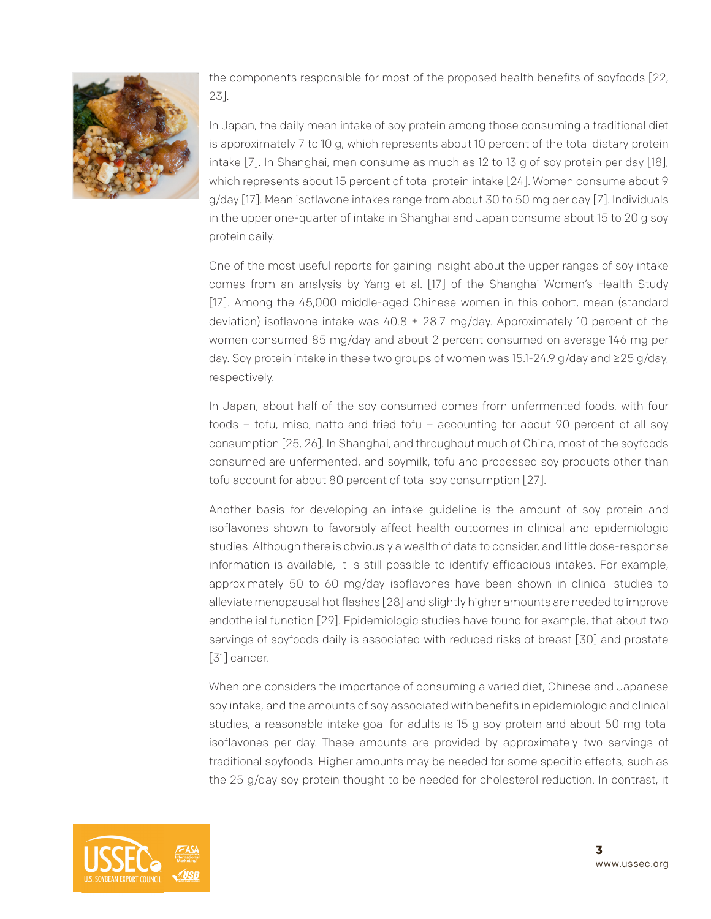the components responsible for most of the proposed health benefits of soyfoods [22, 23].

In Japan, the daily mean intake of soy protein among those consuming a traditional diet is approximately 7 to 10 g, which represents about 10 percent of the total dietary protein intake [7]. In Shanghai, men consume as much as 12 to 13 g of soy protein per day [18], which represents about 15 percent of total protein intake [24]. Women consume about 9 g/day [17]. Mean isoflavone intakes range from about 30 to 50 mg per day [7]. Individuals in the upper one-quarter of intake in Shanghai and Japan consume about 15 to 20 g soy protein daily.

One of the most useful reports for gaining insight about the upper ranges of soy intake comes from an analysis by Yang et al. [17] of the Shanghai Women's Health Study [17]. Among the 45,000 middle-aged Chinese women in this cohort, mean (standard deviation) isoflavone intake was 40.8 ± 28.7 mg/day. Approximately 10 percent of the women consumed 85 mg/day and about 2 percent consumed on average 146 mg per day. Soy protein intake in these two groups of women was 15.1-24.9 g/day and ≥25 g/day, respectively.

In Japan, about half of the soy consumed comes from unfermented foods, with four foods – tofu, miso, natto and fried tofu – accounting for about 90 percent of all soy consumption [25, 26]. In Shanghai, and throughout much of China, most of the soyfoods consumed are unfermented, and soymilk, tofu and processed soy products other than tofu account for about 80 percent of total soy consumption [27].

Another basis for developing an intake guideline is the amount of soy protein and isoflavones shown to favorably affect health outcomes in clinical and epidemiologic studies. Although there is obviously a wealth of data to consider, and little dose-response information is available, it is still possible to identify efficacious intakes. For example, approximately 50 to 60 mg/day isoflavones have been shown in clinical studies to alleviate menopausal hot flashes [28] and slightly higher amounts are needed to improve endothelial function [29]. Epidemiologic studies have found for example, that about two servings of soyfoods daily is associated with reduced risks of breast [30] and prostate [31] cancer.

When one considers the importance of consuming a varied diet, Chinese and Japanese soy intake, and the amounts of soy associated with benefits in epidemiologic and clinical studies, a reasonable intake goal for adults is 15 g soy protein and about 50 mg total isoflavones per day. These amounts are provided by approximately two servings of traditional soyfoods. Higher amounts may be needed for some specific effects, such as the 25 g/day soy protein thought to be needed for cholesterol reduction. In contrast, it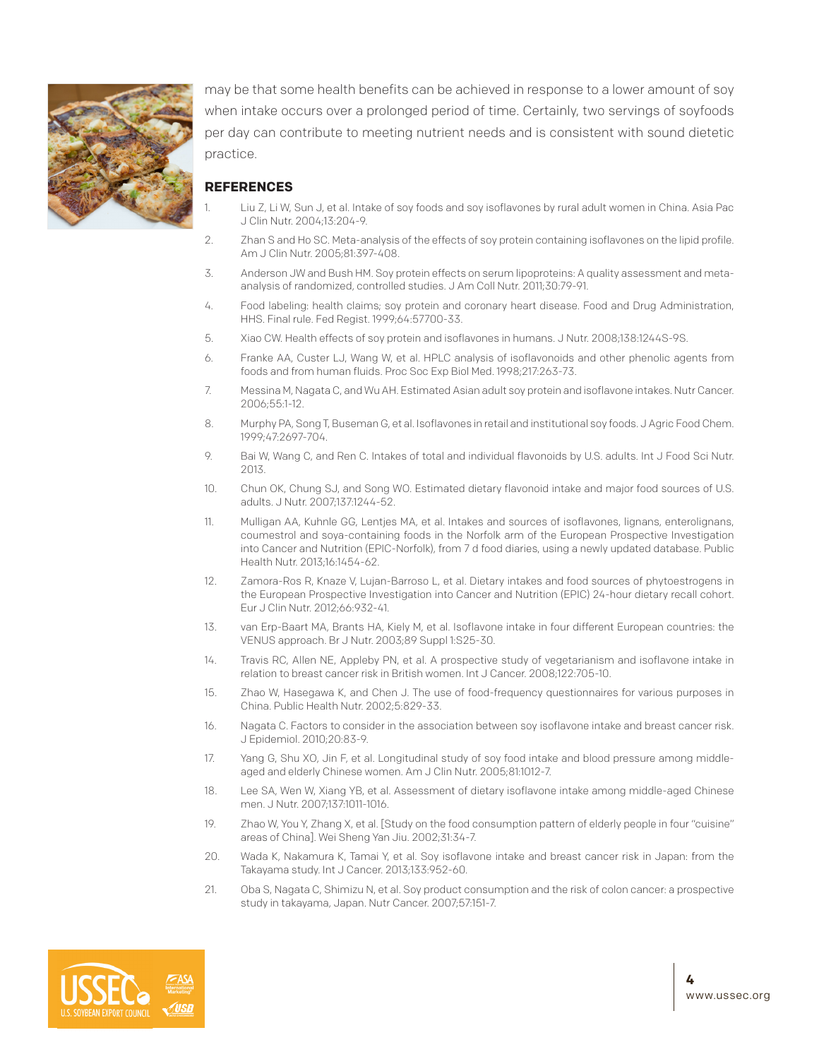may be that some health benefits can be achieved in response to a lower amount of soy when intake occurs over a prolonged period of time. Certainly, two servings of soyfoods per day can contribute to meeting nutrient needs and is consistent with sound dietetic practice.

## REFERENCES

1. Liu Z, Li W, Sun J, et al. Intake of soy foods and soy isoflavones by rural adult women in China. Asia Pac J Clin Nutr. 2004;13:204-9.
2. Zhan S and Ho SC. Meta-analysis of the effects of soy protein containing isoflavones on the lipid profile. Am J Clin Nutr. 2005;81:397-408.
3. Anderson JW and Bush HM. Soy protein effects on serum lipoproteins: A quality assessment and meta-analysis of randomized, controlled studies. J Am Coll Nutr. 2011;30:79-91.
4. Food labeling: health claims; soy protein and coronary heart disease. Food and Drug Administration, HHS. Final rule. Fed Regist. 1999;64:57700-33.
5. Xiao CW. Health effects of soy protein and isoflavones in humans. J Nutr. 2008;138:1244S-9S.
6. Franke AA, Custer LJ, Wang W, et al. HPLC analysis of isoflavonoids and other phenolic agents from foods and from human fluids. Proc Soc Exp Biol Med. 1998;217:263-73.
7. Messina M, Nagata C, and Wu AH. Estimated Asian adult soy protein and isoflavone intakes. Nutr Cancer. 2006;55:1-12.
8. Murphy PA, Song T, Buseman G, et al. Isoflavones in retail and institutional soy foods. J Agric Food Chem. 1999;47:2697-704.
9. Bai W, Wang C, and Ren C. Intakes of total and individual flavonoids by U.S. adults. Int J Food Sci Nutr. 2013.
10. Chun OK, Chung SJ, and Song WO. Estimated dietary flavonoid intake and major food sources of U.S. adults. J Nutr. 2007;137:1244-52.
11. Mulligan AA, Kuhnle GG, Lentjes MA, et al. Intakes and sources of isoflavones, lignans, enterolignans, coumestrol and soya-containing foods in the Norfolk arm of the European Prospective Investigation into Cancer and Nutrition (EPIC-Norfolk), from 7 d food diaries, using a newly updated database. Public Health Nutr. 2013;16:1454-62.
12. Zamora-Ros R, Knaze V, Lujan-Barroso L, et al. Dietary intakes and food sources of phytoestrogens in the European Prospective Investigation into Cancer and Nutrition (EPIC) 24-hour dietary recall cohort. Eur J Clin Nutr. 2012;66:932-41.
13. van Erp-Baart MA, Brants HA, Kiely M, et al. Isoflavone intake in four different European countries: the VENUS approach. Br J Nutr. 2003;89 Suppl 1:S25-30.
14. Travis RC, Allen NE, Appleby PN, et al. A prospective study of vegetarianism and isoflavone intake in relation to breast cancer risk in British women. Int J Cancer. 2008;122:705-10.
15. Zhao W, Hasegawa K, and Chen J. The use of food-frequency questionnaires for various purposes in China. Public Health Nutr. 2002;5:829-33.
16. Nagata C. Factors to consider in the association between soy isoflavone intake and breast cancer risk. J Epidemiol. 2010;20:83-9.
17. Yang G, Shu XO, Jin F, et al. Longitudinal study of soy food intake and blood pressure among middle-aged and elderly Chinese women. Am J Clin Nutr. 2005;81:1012-7.
18. Lee SA, Wen W, Xiang YB, et al. Assessment of dietary isoflavone intake among middle-aged Chinese men. J Nutr. 2007;137:1011-1016.
19. Zhao W, You Y, Zhang X, et al. [Study on the food consumption pattern of elderly people in four "cuisine" areas of China]. Wei Sheng Yan Jiu. 2002;31:34-7.
20. Wada K, Nakamura K, Tamai Y, et al. Soy isoflavone intake and breast cancer risk in Japan: from the Takayama study. Int J Cancer. 2013;133:952-60.
21. Oba S, Nagata C, Shimizu N, et al. Soy product consumption and the risk of colon cancer: a prospective study in takayama, Japan. Nutr Cancer. 2007;57:151-7.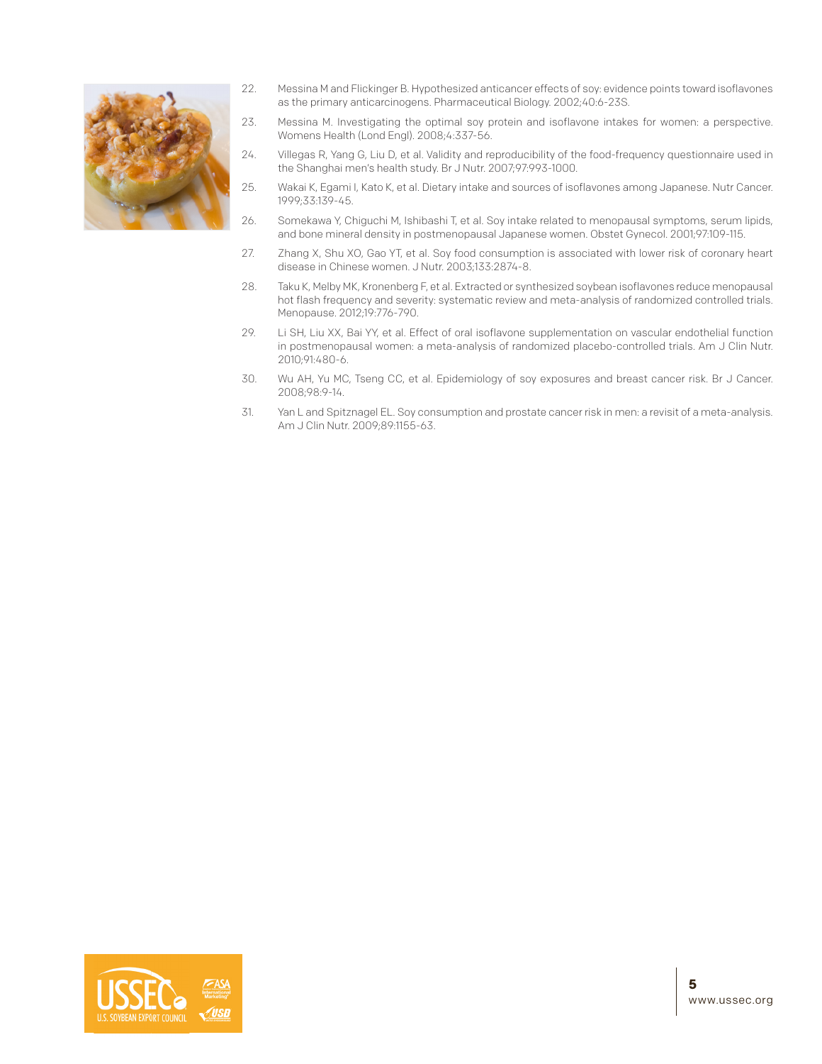22. Messina M and Flickinger B. Hypothesized anticancer effects of soy: evidence points toward isoflavones as the primary anticarcinogens. Pharmaceutical Biology. 2002;40:6-23S.
23. Messina M. Investigating the optimal soy protein and isoflavone intakes for women: a perspective. Womens Health (Lond Engl). 2008;4:337-56.
24. Villegas R, Yang G, Liu D, et al. Validity and reproducibility of the food-frequency questionnaire used in the Shanghai men's health study. Br J Nutr. 2007;97:993-1000.
25. Wakai K, Egami I, Kato K, et al. Dietary intake and sources of isoflavones among Japanese. Nutr Cancer. 1999;33:139-45.
26. Somekawa Y, Chiguchi M, Ishibashi T, et al. Soy intake related to menopausal symptoms, serum lipids, and bone mineral density in postmenopausal Japanese women. Obstet Gynecol. 2001;97:109-115.
27. Zhang X, Shu XO, Gao YT, et al. Soy food consumption is associated with lower risk of coronary heart disease in Chinese women. J Nutr. 2003;133:2874-8.
28. Taku K, Melby MK, Kronenberg F, et al. Extracted or synthesized soybean isoflavones reduce menopausal hot flash frequency and severity: systematic review and meta-analysis of randomized controlled trials. Menopause. 2012;19:776-790.
29. Li SH, Liu XX, Bai YY, et al. Effect of oral isoflavone supplementation on vascular endothelial function in postmenopausal women: a meta-analysis of randomized placebo-controlled trials. Am J Clin Nutr. 2010;91:480-6.
30. Wu AH, Yu MC, Tseng CC, et al. Epidemiology of soy exposures and breast cancer risk. Br J Cancer. 2008;98:9-14.
31. Yan L and Spitznagel EL. Soy consumption and prostate cancer risk in men: a revisit of a meta-analysis. Am J Clin Nutr. 2009;89:1155-63.